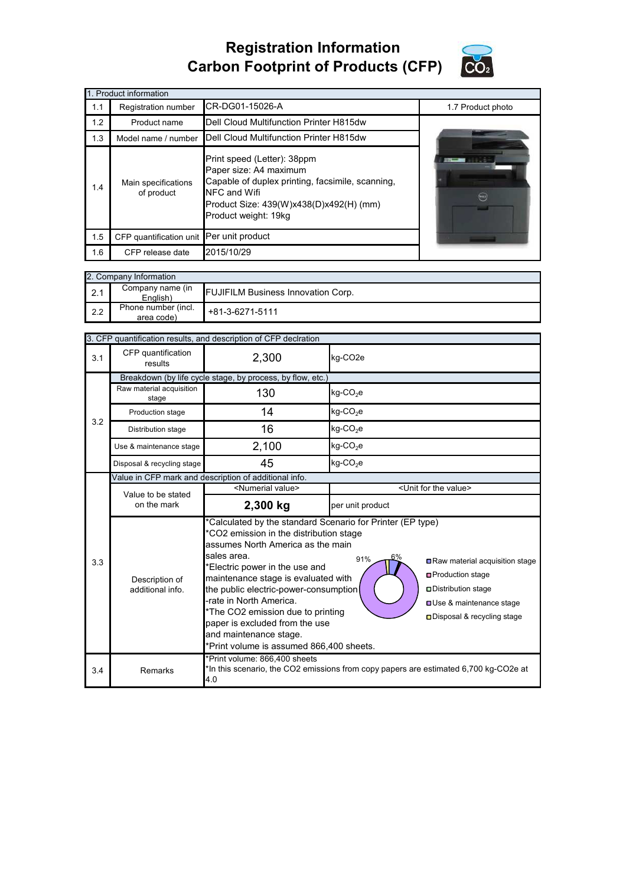# Registration Information
# Carbon Footprint of Products (CFP)

| 1. Product information | | | |
|---|---|---|---|
| 1.1 | Registration number | CR-DG01-15026-A | 1.7 Product photo |
| 1.2 | Product name | Dell Cloud Multifunction Printer H815dw | |
| 1.3 | Model name / number | Dell Cloud Multifunction Printer H815dw | |
| 1.4 | Main specifications of product | Print speed (Letter): 38ppm<br>Paper size: A4 maximum<br>Capable of duplex printing, facsimile, scanning, NFC and Wifi<br>Product Size: 439(W)x438(D)x492(H) (mm)<br>Product weight: 19kg | |
| 1.5 | CFP quantification unit | Per unit product | |
| 1.6 | CFP release date | 2015/10/29 | |

| 2. Company Information | | |
|---|---|---|
| 2.1 | Company name (in English) | FUJIFILM Business Innovation Corp. |
| 2.2 | Phone number (incl. area code) | +81-3-6271-5111 |

| 3. CFP quantification results, and description of CFP declration | | | |
|---|---|---|---|
| 3.1 | CFP quantification results | 2,300 | kg-CO2e |
| 3.2 | Breakdown (by life cycle stage, by process, by flow, etc.) | | |
| | Raw material acquisition stage | 130 | kg-$CO_2$e |
| | Production stage | 14 | kg-$CO_2$e |
| | Distribution stage | 16 | kg-$CO_2$e |
| | Use & maintenance stage | 2,100 | kg-$CO_2$e |
| | Disposal & recycling stage | 45 | kg-$CO_2$e |
| 3.3 | Value in CFP mark and description of additional info. | | |
| | Value to be stated on the mark | <Numerial value><br>**2,300 kg** | <Unit for the value><br>per unit product |
| | Description of additional info. | *Calculated by the standard Scenario for Printer (EP type)<br>*CO2 emission in the distribution stage assumes North America as the main sales area.<br>*Electric power in the use and maintenance stage is evaluated with the public electric-power-consumption-rate in North America.<br>*The CO2 emission due to printing paper is excluded from the use and maintenance stage.<br>*Print volume is assumed 866,400 sheets.<br>[Chart: 91% Use & maintenance stage, 6% Raw material acquisition stage; legend: Raw material acquisition stage, Production stage, Distribution stage, Use & maintenance stage, Disposal & recycling stage] | |
| 3.4 | Remarks | *Print volume: 866,400 sheets<br>*In this scenario, the CO2 emissions from copy papers are estimated 6,700 kg-CO2e at 4.0 | |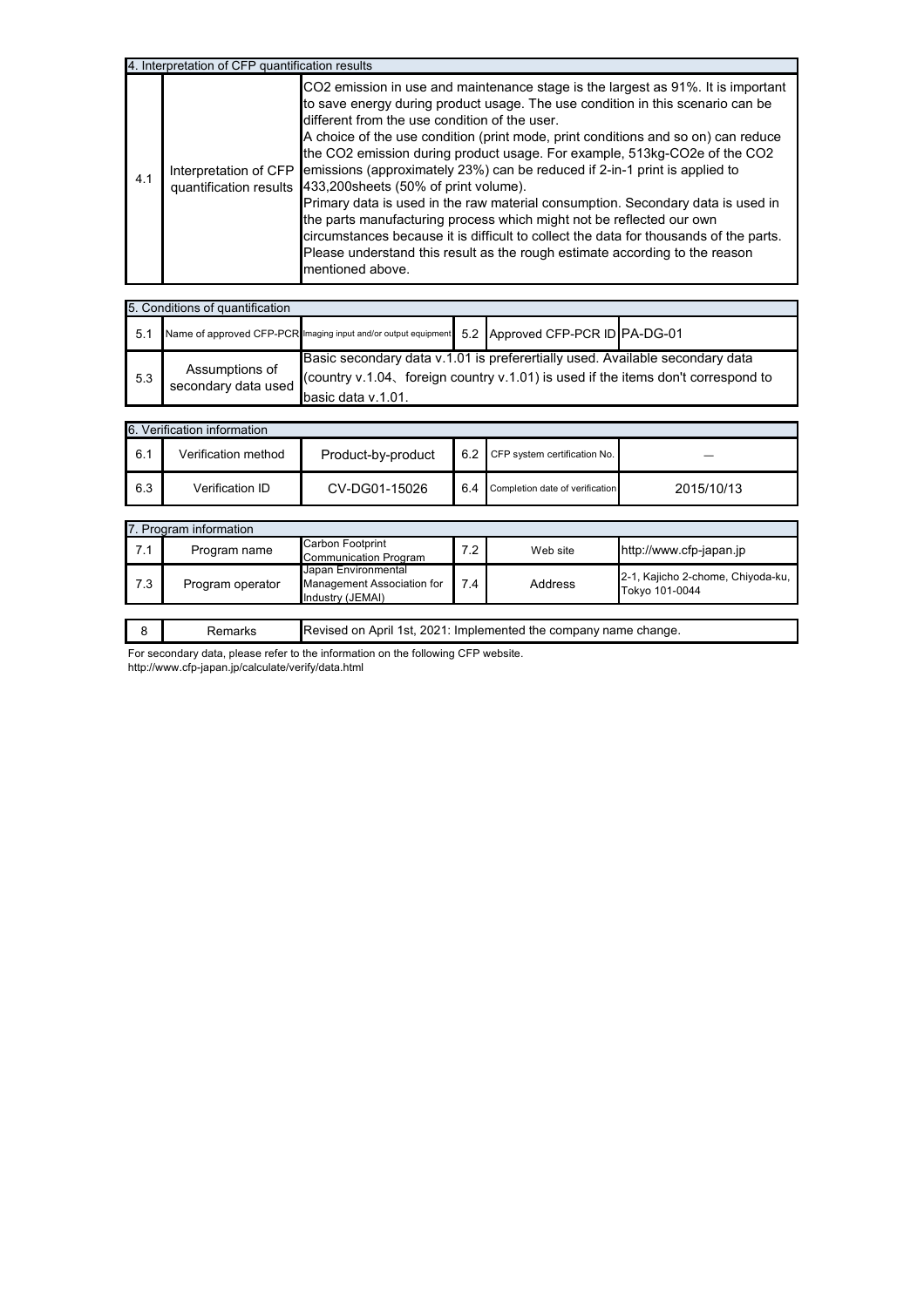| 4. Interpretation of CFP quantification results | | |
|---|---|---|
| 4.1 | Interpretation of CFP quantification results | $CO_2$ emission in use and maintenance stage is the largest as 91%. It is important to save energy during product usage. The use condition in this scenario can be different from the use condition of the user. A choice of the use condition (print mode, print conditions and so on) can reduce the $CO_2$ emission during product usage. For example, 513kg-$CO_2$e of the $CO_2$ emissions (approximately 23%) can be reduced if 2-in-1 print is applied to 433,200sheets (50% of print volume). Primary data is used in the raw material consumption. Secondary data is used in the parts manufacturing process which might not be reflected our own circumstances because it is difficult to collect the data for thousands of the parts. Please understand this result as the rough estimate according to the reason mentioned above. |

| 5. Conditions of quantification | | | | | |
|---|---|---|---|---|---|
| 5.1 | Name of approved CFP-PCR | Imaging input and/or output equipment | 5.2 | Approved CFP-PCR ID | PA-DG-01 |
| 5.3 | Assumptions of secondary data used | Basic secondary data v.1.01 is preferertially used. Available secondary data (country v.1.04、foreign country v.1.01) is used if the items don't correspond to basic data v.1.01. | | | |

| 6. Verification information | | | | | |
|---|---|---|---|---|---|
| 6.1 | Verification method | Product-by-product | 6.2 | CFP system certification No. | — |
| 6.3 | Verification ID | CV-DG01-15026 | 6.4 | Completion date of verification | 2015/10/13 |

| 7. Program information | | | | | |
|---|---|---|---|---|---|
| 7.1 | Program name | Carbon Footprint Communication Program | 7.2 | Web site | http://www.cfp-japan.jp |
| 7.3 | Program operator | Japan Environmental Management Association for Industry (JEMAI) | 7.4 | Address | 2-1, Kajicho 2-chome, Chiyoda-ku, Tokyo 101-0044 |

| | | |
|---|---|---|
| 8 | Remarks | Revised on April 1st, 2021: Implemented the company name change. |

For secondary data, please refer to the information on the following CFP website.
http://www.cfp-japan.jp/calculate/verify/data.html